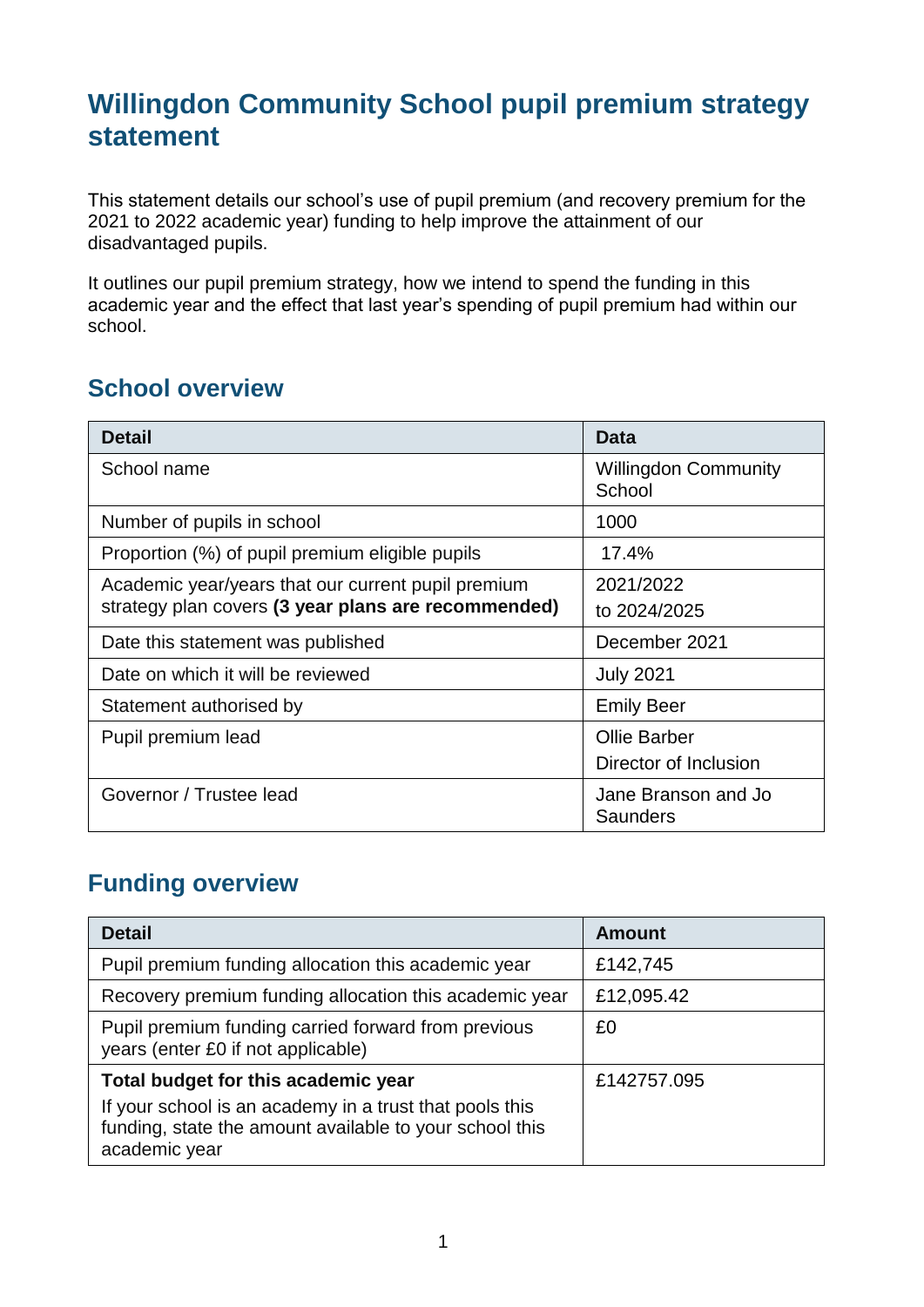# Willingdon Community School pupil premium strategy statement

This statement details our school's use of pupil premium (and recovery premium for the 2021 to 2022 academic year) funding to help improve the attainment of our disadvantaged pupils.

It outlines our pupil premium strategy, how we intend to spend the funding in this academic year and the effect that last year's spending of pupil premium had within our school.

## School overview

| Detail | Data |
| --- | --- |
| School name | Willingdon Community School |
| Number of pupils in school | 1000 |
| Proportion (%) of pupil premium eligible pupils | 17.4% |
| Academic year/years that our current pupil premium strategy plan covers **(3 year plans are recommended)** | 2021/2022 to 2024/2025 |
| Date this statement was published | December 2021 |
| Date on which it will be reviewed | July 2021 |
| Statement authorised by | Emily Beer |
| Pupil premium lead | Ollie Barber Director of Inclusion |
| Governor / Trustee lead | Jane Branson and Jo Saunders |

## Funding overview

| Detail | Amount |
| --- | --- |
| Pupil premium funding allocation this academic year | £142,745 |
| Recovery premium funding allocation this academic year | £12,095.42 |
| Pupil premium funding carried forward from previous years (enter £0 if not applicable) | £0 |
| **Total budget for this academic year** If your school is an academy in a trust that pools this funding, state the amount available to your school this academic year | £142757.095 |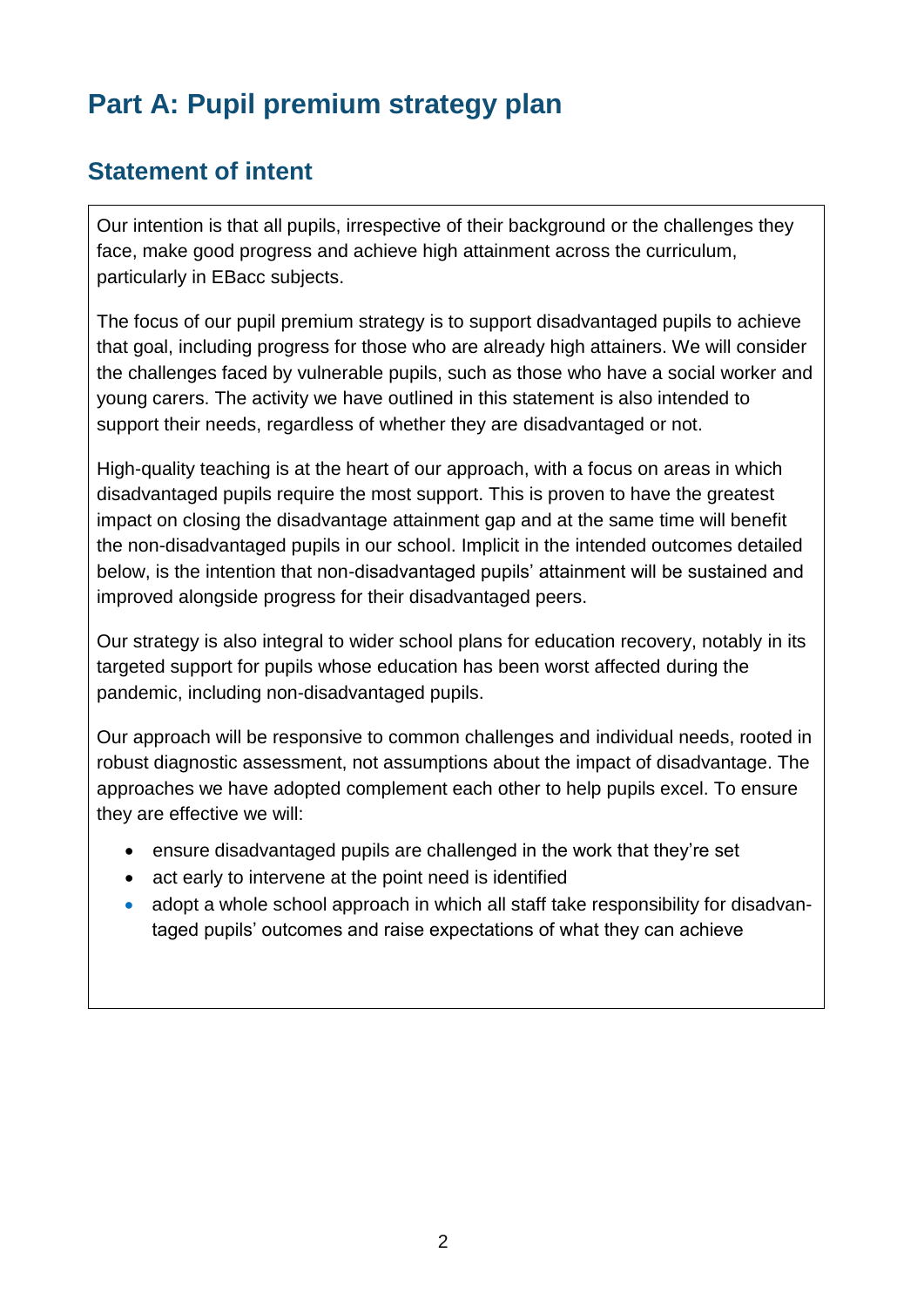# Part A: Pupil premium strategy plan

## Statement of intent

Our intention is that all pupils, irrespective of their background or the challenges they face, make good progress and achieve high attainment across the curriculum, particularly in EBacc subjects.

The focus of our pupil premium strategy is to support disadvantaged pupils to achieve that goal, including progress for those who are already high attainers. We will consider the challenges faced by vulnerable pupils, such as those who have a social worker and young carers. The activity we have outlined in this statement is also intended to support their needs, regardless of whether they are disadvantaged or not.

High-quality teaching is at the heart of our approach, with a focus on areas in which disadvantaged pupils require the most support. This is proven to have the greatest impact on closing the disadvantage attainment gap and at the same time will benefit the non-disadvantaged pupils in our school. Implicit in the intended outcomes detailed below, is the intention that non-disadvantaged pupils' attainment will be sustained and improved alongside progress for their disadvantaged peers.

Our strategy is also integral to wider school plans for education recovery, notably in its targeted support for pupils whose education has been worst affected during the pandemic, including non-disadvantaged pupils.

Our approach will be responsive to common challenges and individual needs, rooted in robust diagnostic assessment, not assumptions about the impact of disadvantage. The approaches we have adopted complement each other to help pupils excel. To ensure they are effective we will:

- ensure disadvantaged pupils are challenged in the work that they're set
- act early to intervene at the point need is identified
- adopt a whole school approach in which all staff take responsibility for disadvantaged pupils' outcomes and raise expectations of what they can achieve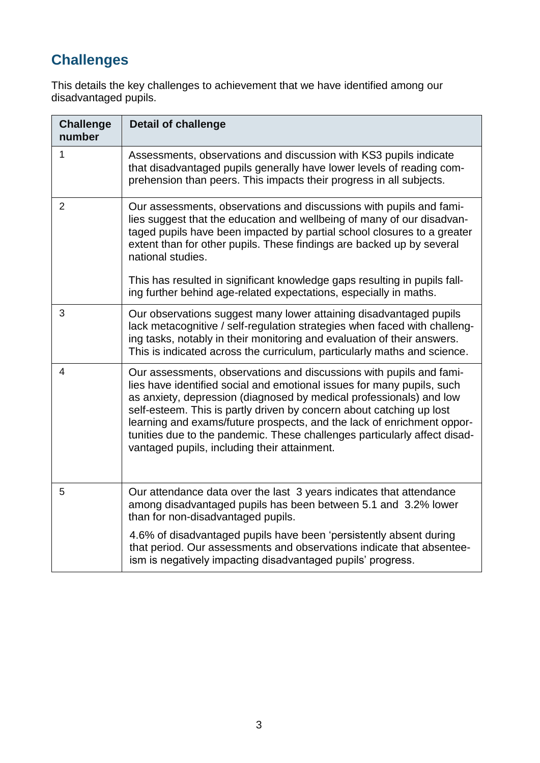## Challenges

This details the key challenges to achievement that we have identified among our disadvantaged pupils.

| Challenge number | Detail of challenge |
| --- | --- |
| 1 | Assessments, observations and discussion with KS3 pupils indicate that disadvantaged pupils generally have lower levels of reading comprehension than peers. This impacts their progress in all subjects. |
| 2 | Our assessments, observations and discussions with pupils and families suggest that the education and wellbeing of many of our disadvantaged pupils have been impacted by partial school closures to a greater extent than for other pupils. These findings are backed up by several national studies.<br><br>This has resulted in significant knowledge gaps resulting in pupils falling further behind age-related expectations, especially in maths. |
| 3 | Our observations suggest many lower attaining disadvantaged pupils lack metacognitive / self-regulation strategies when faced with challenging tasks, notably in their monitoring and evaluation of their answers. This is indicated across the curriculum, particularly maths and science. |
| 4 | Our assessments, observations and discussions with pupils and families have identified social and emotional issues for many pupils, such as anxiety, depression (diagnosed by medical professionals) and low self-esteem. This is partly driven by concern about catching up lost learning and exams/future prospects, and the lack of enrichment opportunities due to the pandemic. These challenges particularly affect disadvantaged pupils, including their attainment. |
| 5 | Our attendance data over the last 3 years indicates that attendance among disadvantaged pupils has been between 5.1 and 3.2% lower than for non-disadvantaged pupils.<br><br>4.6% of disadvantaged pupils have been 'persistently absent during that period. Our assessments and observations indicate that absenteeism is negatively impacting disadvantaged pupils' progress. |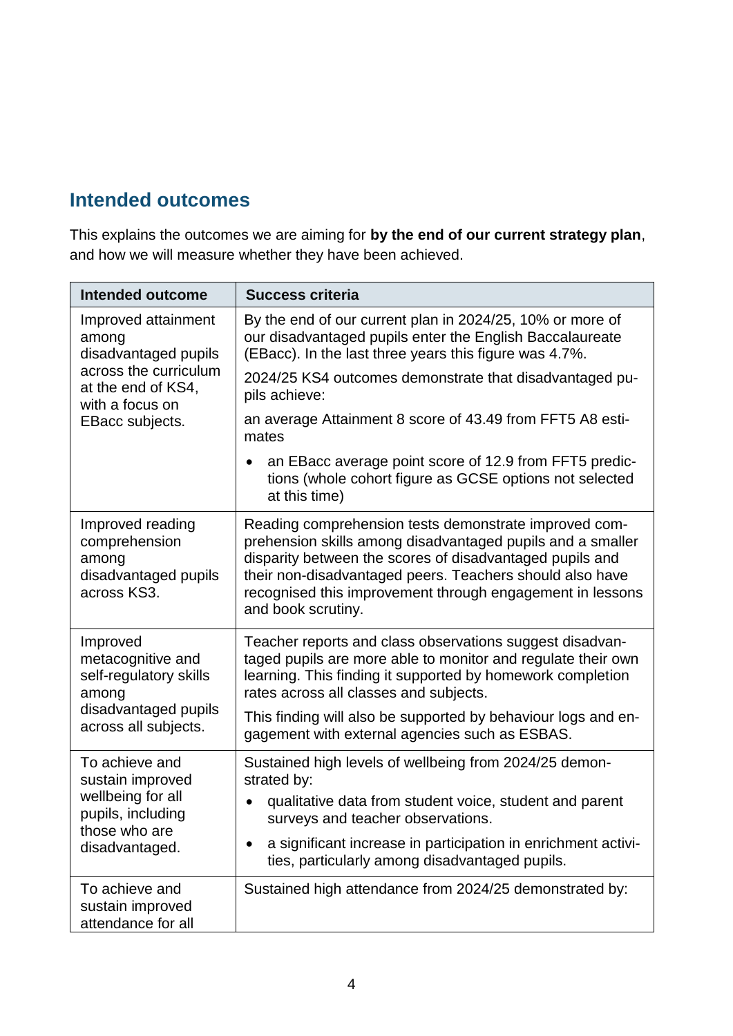## Intended outcomes

This explains the outcomes we are aiming for **by the end of our current strategy plan**, and how we will measure whether they have been achieved.

| Intended outcome | Success criteria |
|---|---|
| Improved attainment among disadvantaged pupils across the curriculum at the end of KS4, with a focus on EBacc subjects. | By the end of our current plan in 2024/25, 10% or more of our disadvantaged pupils enter the English Baccalaureate (EBacc). In the last three years this figure was 4.7%.<br><br>2024/25 KS4 outcomes demonstrate that disadvantaged pupils achieve:<br><br>an average Attainment 8 score of 43.49 from FFT5 A8 estimates<br><br>• an EBacc average point score of 12.9 from FFT5 predictions (whole cohort figure as GCSE options not selected at this time) |
| Improved reading comprehension among disadvantaged pupils across KS3. | Reading comprehension tests demonstrate improved comprehension skills among disadvantaged pupils and a smaller disparity between the scores of disadvantaged pupils and their non-disadvantaged peers. Teachers should also have recognised this improvement through engagement in lessons and book scrutiny. |
| Improved metacognitive and self-regulatory skills among disadvantaged pupils across all subjects. | Teacher reports and class observations suggest disadvantaged pupils are more able to monitor and regulate their own learning. This finding it supported by homework completion rates across all classes and subjects.<br><br>This finding will also be supported by behaviour logs and engagement with external agencies such as ESBAS. |
| To achieve and sustain improved wellbeing for all pupils, including those who are disadvantaged. | Sustained high levels of wellbeing from 2024/25 demonstrated by:<br><br>• qualitative data from student voice, student and parent surveys and teacher observations.<br><br>• a significant increase in participation in enrichment activities, particularly among disadvantaged pupils. |
| To achieve and sustain improved attendance for all | Sustained high attendance from 2024/25 demonstrated by: |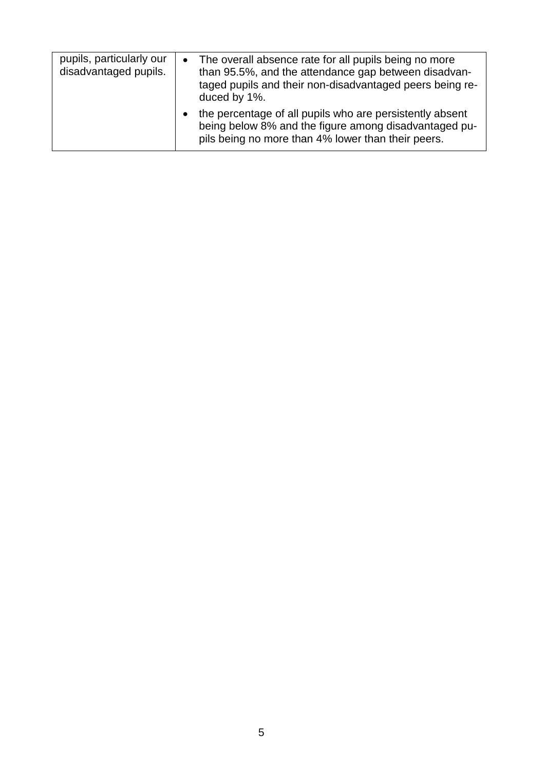| | |
|---|---|
| pupils, particularly our disadvantaged pupils. | • The overall absence rate for all pupils being no more than 95.5%, and the attendance gap between disadvantaged pupils and their non-disadvantaged peers being reduced by 1%.<br>• the percentage of all pupils who are persistently absent being below 8% and the figure among disadvantaged pupils being no more than 4% lower than their peers. |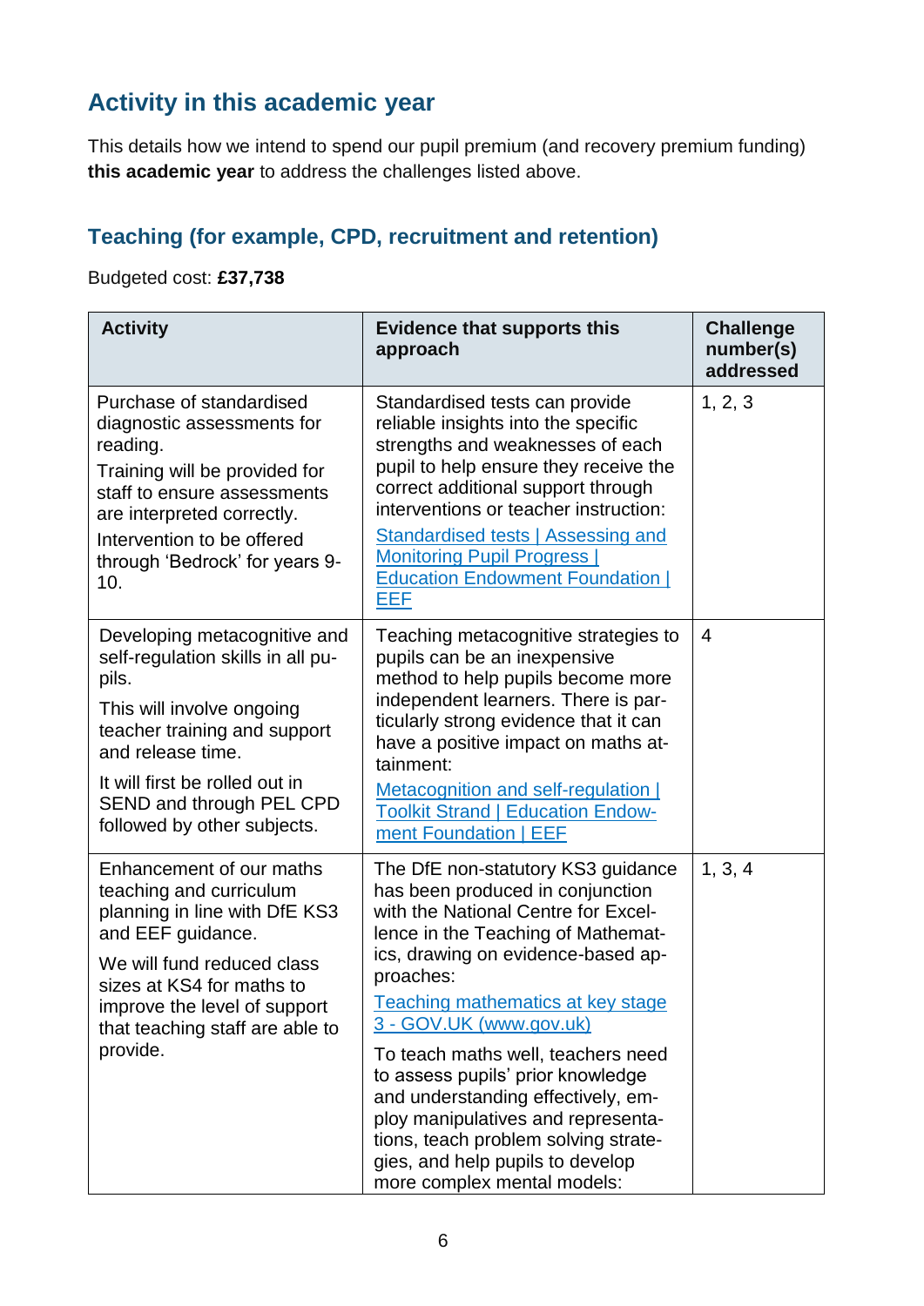## Activity in this academic year

This details how we intend to spend our pupil premium (and recovery premium funding) **this academic year** to address the challenges listed above.

### Teaching (for example, CPD, recruitment and retention)

Budgeted cost: **£37,738**

| Activity | Evidence that supports this approach | Challenge number(s) addressed |
|---|---|---|
| Purchase of standardised diagnostic assessments for reading.<br>Training will be provided for staff to ensure assessments are interpreted correctly.<br>Intervention to be offered through 'Bedrock' for years 9-10. | Standardised tests can provide reliable insights into the specific strengths and weaknesses of each pupil to help ensure they receive the correct additional support through interventions or teacher instruction:<br>[Standardised tests \| Assessing and Monitoring Pupil Progress \| Education Endowment Foundation \| EEF]() | 1, 2, 3 |
| Developing metacognitive and self-regulation skills in all pupils.<br>This will involve ongoing teacher training and support and release time.<br>It will first be rolled out in SEND and through PEL CPD followed by other subjects. | Teaching metacognitive strategies to pupils can be an inexpensive method to help pupils become more independent learners. There is particularly strong evidence that it can have a positive impact on maths attainment:<br>[Metacognition and self-regulation \| Toolkit Strand \| Education Endowment Foundation \| EEF]() | 4 |
| Enhancement of our maths teaching and curriculum planning in line with DfE KS3 and EEF guidance.<br>We will fund reduced class sizes at KS4 for maths to improve the level of support that teaching staff are able to provide. | The DfE non-statutory KS3 guidance has been produced in conjunction with the National Centre for Excellence in the Teaching of Mathematics, drawing on evidence-based approaches:<br>[Teaching mathematics at key stage 3 - GOV.UK (www.gov.uk)]()<br>To teach maths well, teachers need to assess pupils' prior knowledge and understanding effectively, employ manipulatives and representations, teach problem solving strategies, and help pupils to develop more complex mental models: | 1, 3, 4 |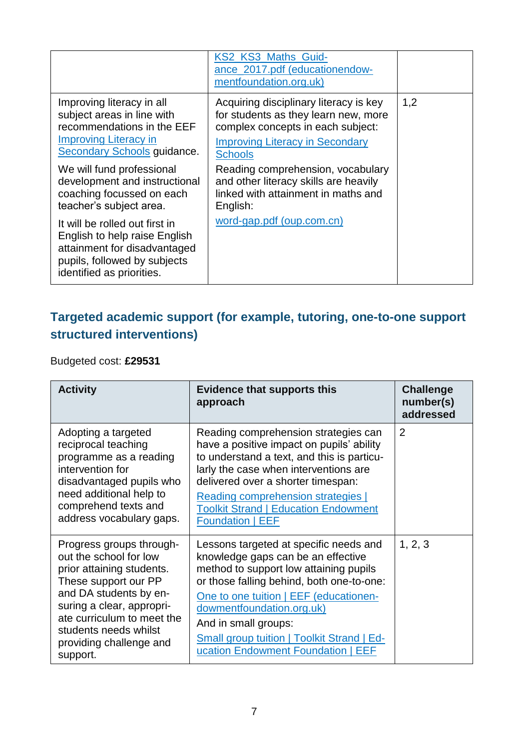| | | |
|---|---|---|
| | KS2_KS3_Maths_Guidance_2017.pdf (educationendowmentfoundation.org.uk) | |
| Improving literacy in all subject areas in line with recommendations in the EEF Improving Literacy in Secondary Schools guidance.<br><br>We will fund professional development and instructional coaching focussed on each teacher's subject area.<br><br>It will be rolled out first in English to help raise English attainment for disadvantaged pupils, followed by subjects identified as priorities. | Acquiring disciplinary literacy is key for students as they learn new, more complex concepts in each subject:<br><br>Improving Literacy in Secondary Schools<br><br>Reading comprehension, vocabulary and other literacy skills are heavily linked with attainment in maths and English:<br><br>word-gap.pdf (oup.com.cn) | 1,2 |

## Targeted academic support (for example, tutoring, one-to-one support structured interventions)

Budgeted cost: **£29531**

| Activity | Evidence that supports this approach | Challenge number(s) addressed |
|---|---|---|
| Adopting a targeted reciprocal teaching programme as a reading intervention for disadvantaged pupils who need additional help to comprehend texts and address vocabulary gaps. | Reading comprehension strategies can have a positive impact on pupils' ability to understand a text, and this is particularly the case when interventions are delivered over a shorter timespan:<br><br>Reading comprehension strategies \| Toolkit Strand \| Education Endowment Foundation \| EEF | 2 |
| Progress groups throughout the school for low prior attaining students. These support our PP and DA students by ensuring a clear, appropriate curriculum to meet the students needs whilst providing challenge and support. | Lessons targeted at specific needs and knowledge gaps can be an effective method to support low attaining pupils or those falling behind, both one-to-one:<br><br>One to one tuition \| EEF (educationendowmentfoundation.org.uk)<br><br>And in small groups:<br><br>Small group tuition \| Toolkit Strand \| Education Endowment Foundation \| EEF | 1, 2, 3 |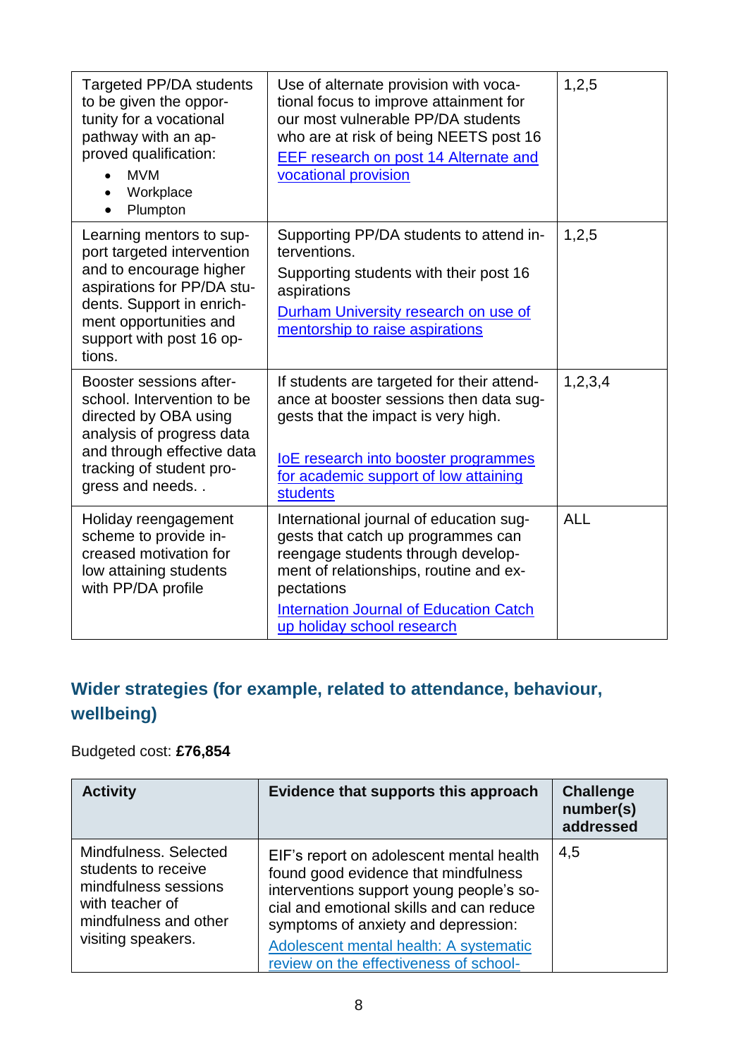| | | |
|---|---|---|
| Targeted PP/DA students to be given the opportunity for a vocational pathway with an approved qualification:<br>• MVM<br>• Workplace<br>• Plumpton | Use of alternate provision with vocational focus to improve attainment for our most vulnerable PP/DA students who are at risk of being NEETS post 16<br>EEF research on post 14 Alternate and vocational provision | 1,2,5 |
| Learning mentors to support targeted intervention and to encourage higher aspirations for PP/DA students. Support in enrichment opportunities and support with post 16 options. | Supporting PP/DA students to attend interventions.<br>Supporting students with their post 16 aspirations<br>Durham University research on use of mentorship to raise aspirations | 1,2,5 |
| Booster sessions after-school. Intervention to be directed by OBA using analysis of progress data and through effective data tracking of student progress and needs. . | If students are targeted for their attendance at booster sessions then data suggests that the impact is very high.<br>IoE research into booster programmes for academic support of low attaining students | 1,2,3,4 |
| Holiday reengagement scheme to provide increased motivation for low attaining students with PP/DA profile | International journal of education suggests that catch up programmes can reengage students through development of relationships, routine and expectations<br>Internation Journal of Education Catch up holiday school research | ALL |

## Wider strategies (for example, related to attendance, behaviour, wellbeing)

Budgeted cost: **£76,854**

| Activity | Evidence that supports this approach | Challenge number(s) addressed |
|---|---|---|
| Mindfulness. Selected students to receive mindfulness sessions with teacher of mindfulness and other visiting speakers. | EIF's report on adolescent mental health found good evidence that mindfulness interventions support young people's social and emotional skills and can reduce symptoms of anxiety and depression:<br>Adolescent mental health: A systematic review on the effectiveness of school- | 4,5 |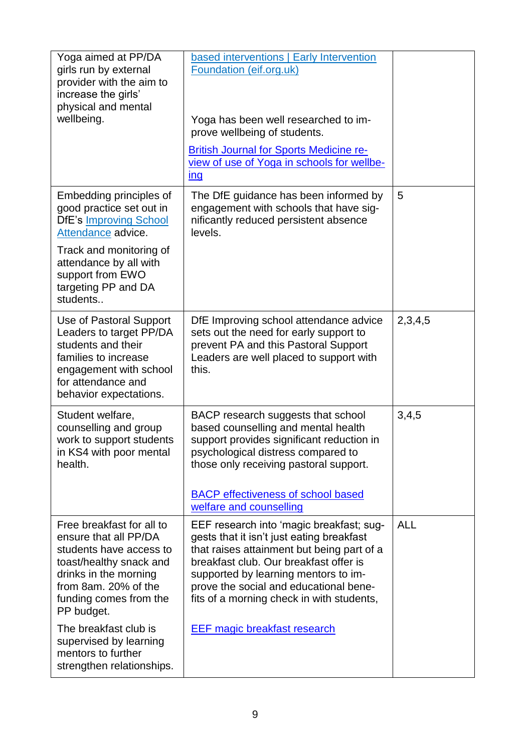| | | |
|---|---|---|
| Yoga aimed at PP/DA girls run by external provider with the aim to increase the girls' physical and mental wellbeing. | based interventions \| Early Intervention Foundation (eif.org.uk)<br><br>Yoga has been well researched to improve wellbeing of students.<br><br>British Journal for Sports Medicine review of use of Yoga in schools for wellbeing | |
| Embedding principles of good practice set out in DfE's Improving School Attendance advice.<br><br>Track and monitoring of attendance by all with support from EWO targeting PP and DA students.. | The DfE guidance has been informed by engagement with schools that have significantly reduced persistent absence levels. | 5 |
| Use of Pastoral Support Leaders to target PP/DA students and their families to increase engagement with school for attendance and behavior expectations. | DfE Improving school attendance advice sets out the need for early support to prevent PA and this Pastoral Support Leaders are well placed to support with this. | 2,3,4,5 |
| Student welfare, counselling and group work to support students in KS4 with poor mental health. | BACP research suggests that school based counselling and mental health support provides significant reduction in psychological distress compared to those only receiving pastoral support.<br><br>BACP effectiveness of school based welfare and counselling | 3,4,5 |
| Free breakfast for all to ensure that all PP/DA students have access to toast/healthy snack and drinks in the morning from 8am. 20% of the funding comes from the PP budget.<br><br>The breakfast club is supervised by learning mentors to further strengthen relationships. | EEF research into 'magic breakfast; suggests that it isn't just eating breakfast that raises attainment but being part of a breakfast club. Our breakfast offer is supported by learning mentors to improve the social and educational benefits of a morning check in with students,<br><br>EEF magic breakfast research | ALL |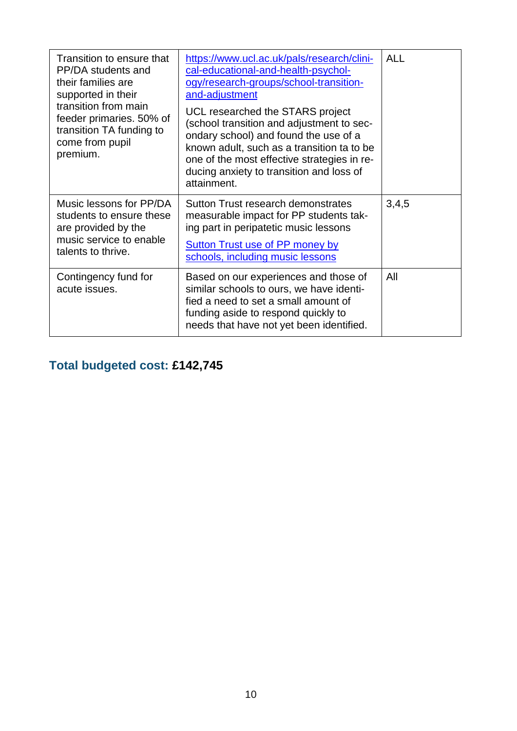| Transition to ensure that PP/DA students and their families are supported in their transition from main feeder primaries. 50% of transition TA funding to come from pupil premium. | [https://www.ucl.ac.uk/pals/research/clinical-educational-and-health-psychology/research-groups/school-transition-and-adjustment](https://www.ucl.ac.uk/pals/research/clinical-educational-and-health-psychology/research-groups/school-transition-and-adjustment) <br><br> UCL researched the STARS project (school transition and adjustment to secondary school) and found the use of a known adult, such as a transition ta to be one of the most effective strategies in reducing anxiety to transition and loss of attainment. | ALL |
|---|---|---|
| Music lessons for PP/DA students to ensure these are provided by the music service to enable talents to thrive. | Sutton Trust research demonstrates measurable impact for PP students taking part in peripatetic music lessons <br><br> Sutton Trust use of PP money by schools, including music lessons | 3,4,5 |
| Contingency fund for acute issues. | Based on our experiences and those of similar schools to ours, we have identified a need to set a small amount of funding aside to respond quickly to needs that have not yet been identified. | All |

## Total budgeted cost: **£142,745**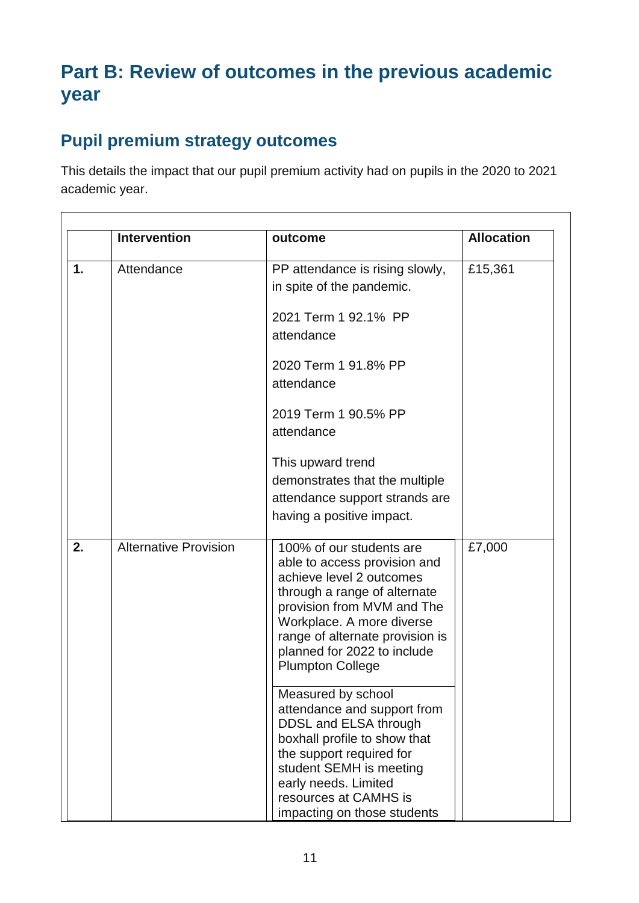# Part B: Review of outcomes in the previous academic year

## Pupil premium strategy outcomes

This details the impact that our pupil premium activity had on pupils in the 2020 to 2021 academic year.

| | Intervention | outcome | Allocation |
|---|---|---|---|
| **1.** | Attendance | PP attendance is rising slowly, in spite of the pandemic.<br><br>2021 Term 1 92.1% PP attendance<br><br>2020 Term 1 91.8% PP attendance<br><br>2019 Term 1 90.5% PP attendance<br><br>This upward trend demonstrates that the multiple attendance support strands are having a positive impact. | £15,361 |
| **2.** | Alternative Provision | 100% of our students are able to access provision and achieve level 2 outcomes through a range of alternate provision from MVM and The Workplace. A more diverse range of alternate provision is planned for 2022 to include Plumpton College<br><br>Measured by school attendance and support from DDSL and ELSA through boxhall profile to show that the support required for student SEMH is meeting early needs. Limited resources at CAMHS is impacting on those students | £7,000 |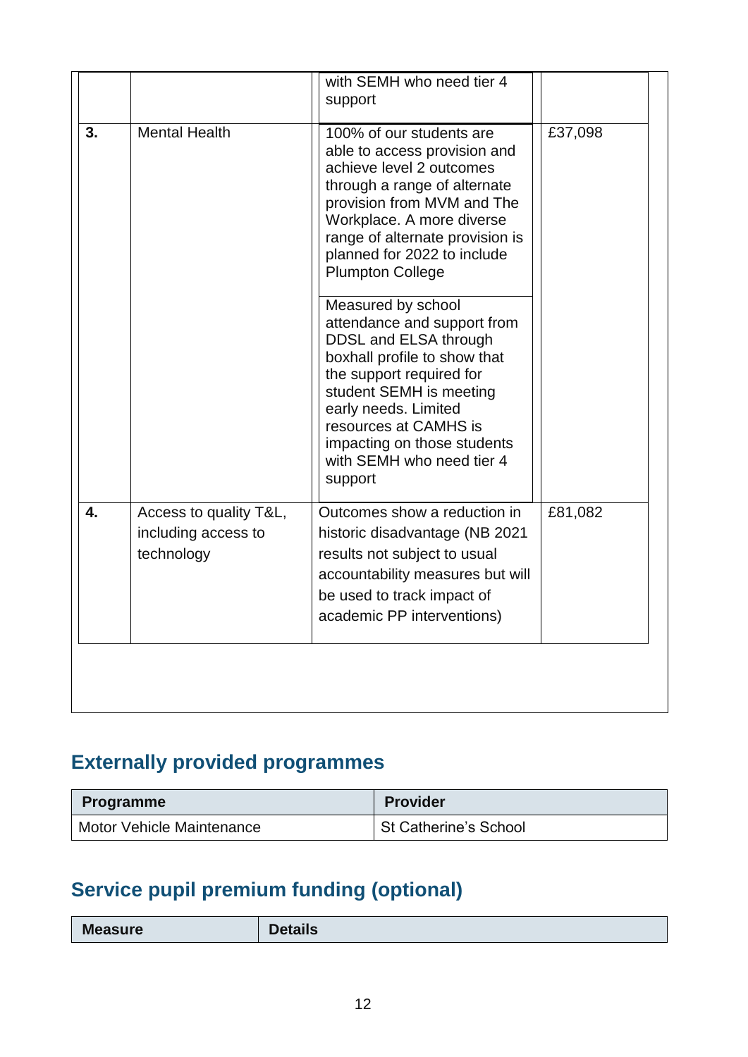| | | | |
|---|---|---|---|
| | | with SEMH who need tier 4 support | |
| **3.** | Mental Health | 100% of our students are able to access provision and achieve level 2 outcomes through a range of alternate provision from MVM and The Workplace. A more diverse range of alternate provision is planned for 2022 to include Plumpton College<br><br>Measured by school attendance and support from DDSL and ELSA through boxhall profile to show that the support required for student SEMH is meeting early needs. Limited resources at CAMHS is impacting on those students with SEMH who need tier 4 support | £37,098 |
| **4.** | Access to quality T&L, including access to technology | Outcomes show a reduction in historic disadvantage (NB 2021 results not subject to usual accountability measures but will be used to track impact of academic PP interventions) | £81,082 |

## Externally provided programmes

| Programme | Provider |
|---|---|
| Motor Vehicle Maintenance | St Catherine's School |

## Service pupil premium funding (optional)

| Measure | Details |
|---|---|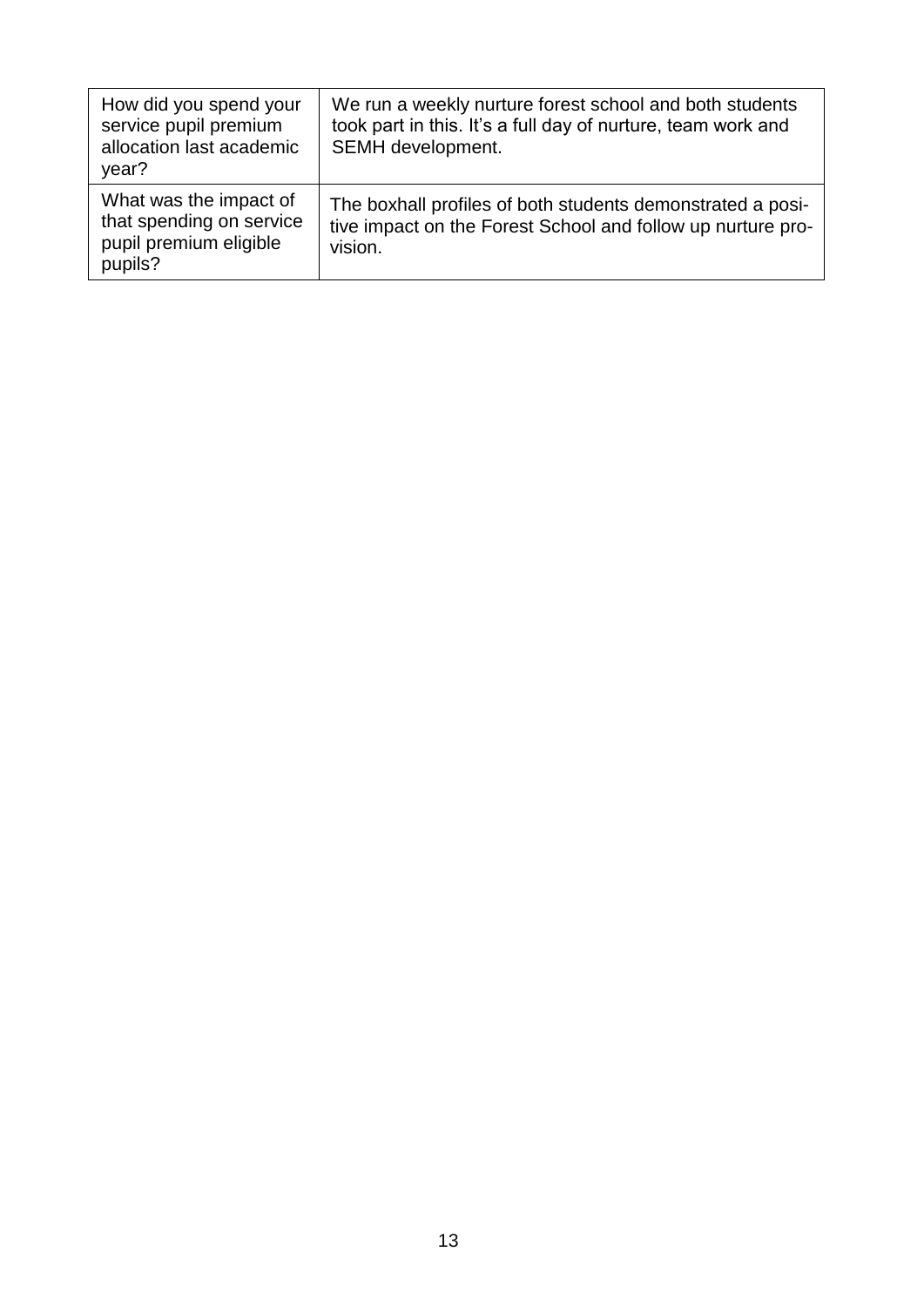| How did you spend your service pupil premium allocation last academic year? | We run a weekly nurture forest school and both students took part in this. It’s a full day of nurture, team work and SEMH development. |
|---|---|
| What was the impact of that spending on service pupil premium eligible pupils? | The boxhall profiles of both students demonstrated a positive impact on the Forest School and follow up nurture provision. |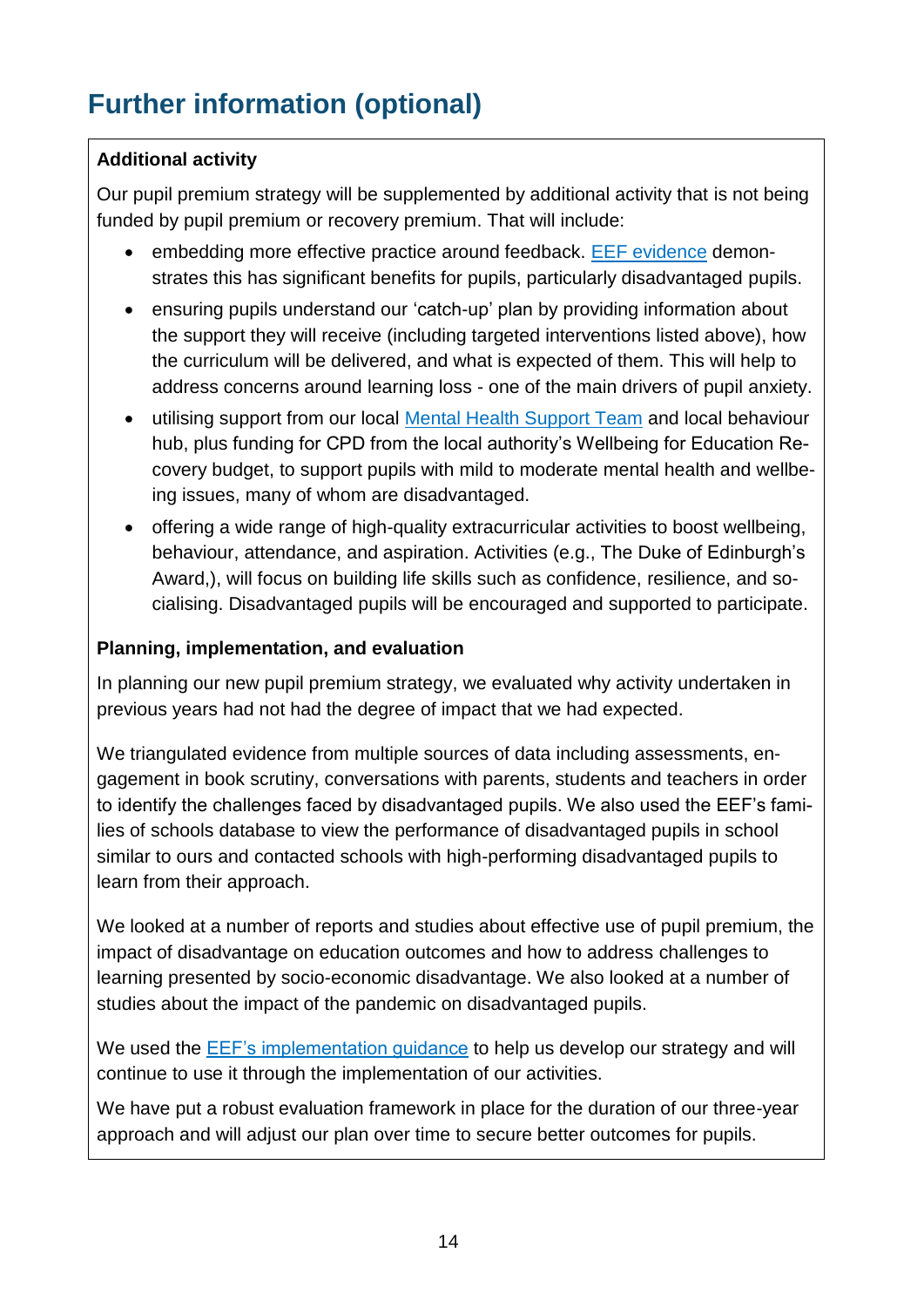# Further information (optional)

**Additional activity**

Our pupil premium strategy will be supplemented by additional activity that is not being funded by pupil premium or recovery premium. That will include:

- embedding more effective practice around feedback. EEF evidence demonstrates this has significant benefits for pupils, particularly disadvantaged pupils.
- ensuring pupils understand our 'catch-up' plan by providing information about the support they will receive (including targeted interventions listed above), how the curriculum will be delivered, and what is expected of them. This will help to address concerns around learning loss - one of the main drivers of pupil anxiety.
- utilising support from our local Mental Health Support Team and local behaviour hub, plus funding for CPD from the local authority's Wellbeing for Education Recovery budget, to support pupils with mild to moderate mental health and wellbeing issues, many of whom are disadvantaged.
- offering a wide range of high-quality extracurricular activities to boost wellbeing, behaviour, attendance, and aspiration. Activities (e.g., The Duke of Edinburgh's Award,), will focus on building life skills such as confidence, resilience, and socialising. Disadvantaged pupils will be encouraged and supported to participate.

**Planning, implementation, and evaluation**

In planning our new pupil premium strategy, we evaluated why activity undertaken in previous years had not had the degree of impact that we had expected.

We triangulated evidence from multiple sources of data including assessments, engagement in book scrutiny, conversations with parents, students and teachers in order to identify the challenges faced by disadvantaged pupils. We also used the EEF's families of schools database to view the performance of disadvantaged pupils in school similar to ours and contacted schools with high-performing disadvantaged pupils to learn from their approach.

We looked at a number of reports and studies about effective use of pupil premium, the impact of disadvantage on education outcomes and how to address challenges to learning presented by socio-economic disadvantage. We also looked at a number of studies about the impact of the pandemic on disadvantaged pupils.

We used the EEF's implementation guidance to help us develop our strategy and will continue to use it through the implementation of our activities.

We have put a robust evaluation framework in place for the duration of our three-year approach and will adjust our plan over time to secure better outcomes for pupils.